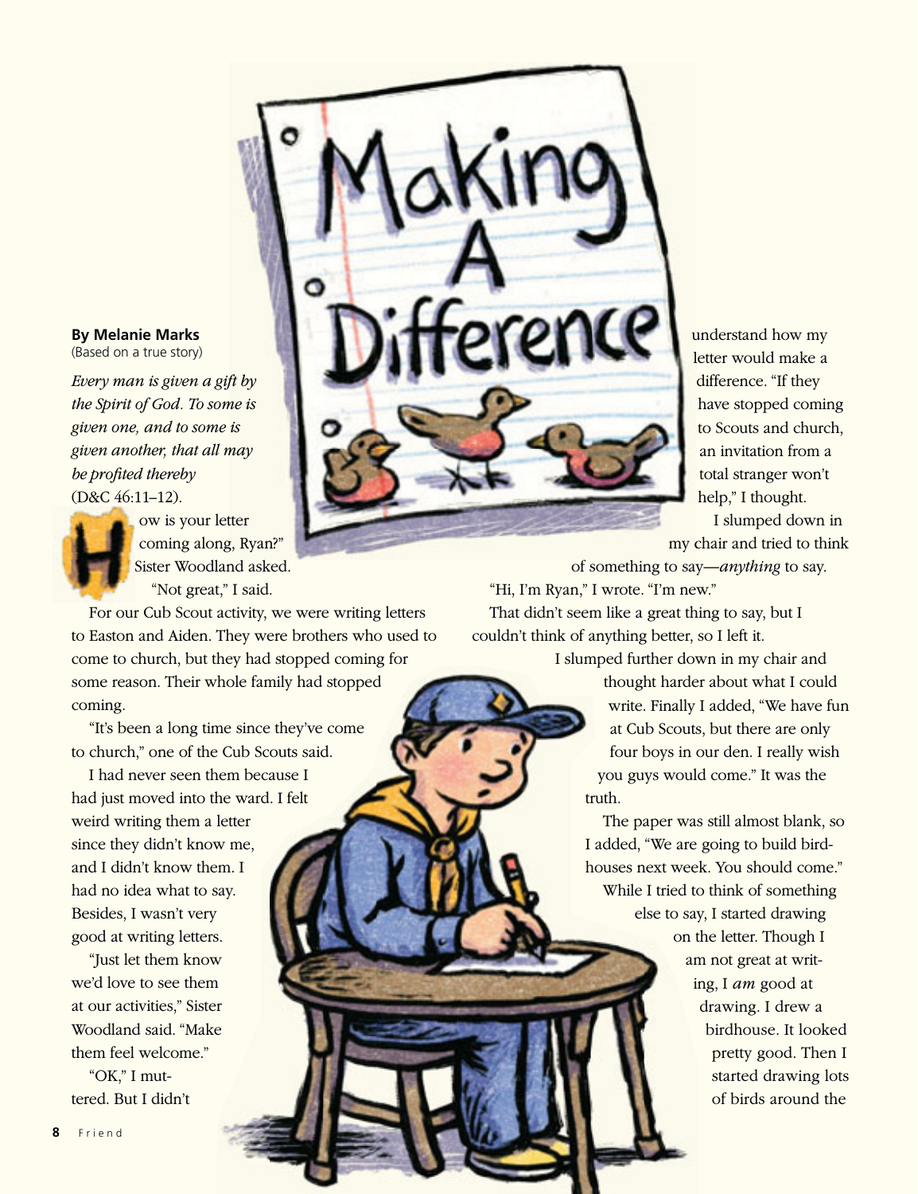# Making A Difference

**By Melanie Marks**
(Based on a true story)

*Every man is given a gift by the Spirit of God. To some is given one, and to some is given another, that all may be profited thereby* (D&C 46:11–12).

"How is your letter coming along, Ryan?" Sister Woodland asked.

"Not great," I said.

For our Cub Scout activity, we were writing letters to Easton and Aiden. They were brothers who used to come to church, but they had stopped coming for some reason. Their whole family had stopped coming.

"It's been a long time since they've come to church," one of the Cub Scouts said.

I had never seen them because I had just moved into the ward. I felt weird writing them a letter since they didn't know me, and I didn't know them. I had no idea what to say. Besides, I wasn't very good at writing letters.

"Just let them know we'd love to see them at our activities," Sister Woodland said. "Make them feel welcome."

"OK," I muttered. But I didn't understand how my letter would make a difference. "If they have stopped coming to Scouts and church, an invitation from a total stranger won't help," I thought.

I slumped down in my chair and tried to think of something to say—*anything* to say.

"Hi, I'm Ryan," I wrote. "I'm new."

That didn't seem like a great thing to say, but I couldn't think of anything better, so I left it.

I slumped further down in my chair and thought harder about what I could write. Finally I added, "We have fun at Cub Scouts, but there are only four boys in our den. I really wish you guys would come." It was the truth.

The paper was still almost blank, so I added, "We are going to build birdhouses next week. You should come."

While I tried to think of something else to say, I started drawing on the letter. Though I am not great at writing, I *am* good at drawing. I drew a birdhouse. It looked pretty good. Then I started drawing lots of birds around the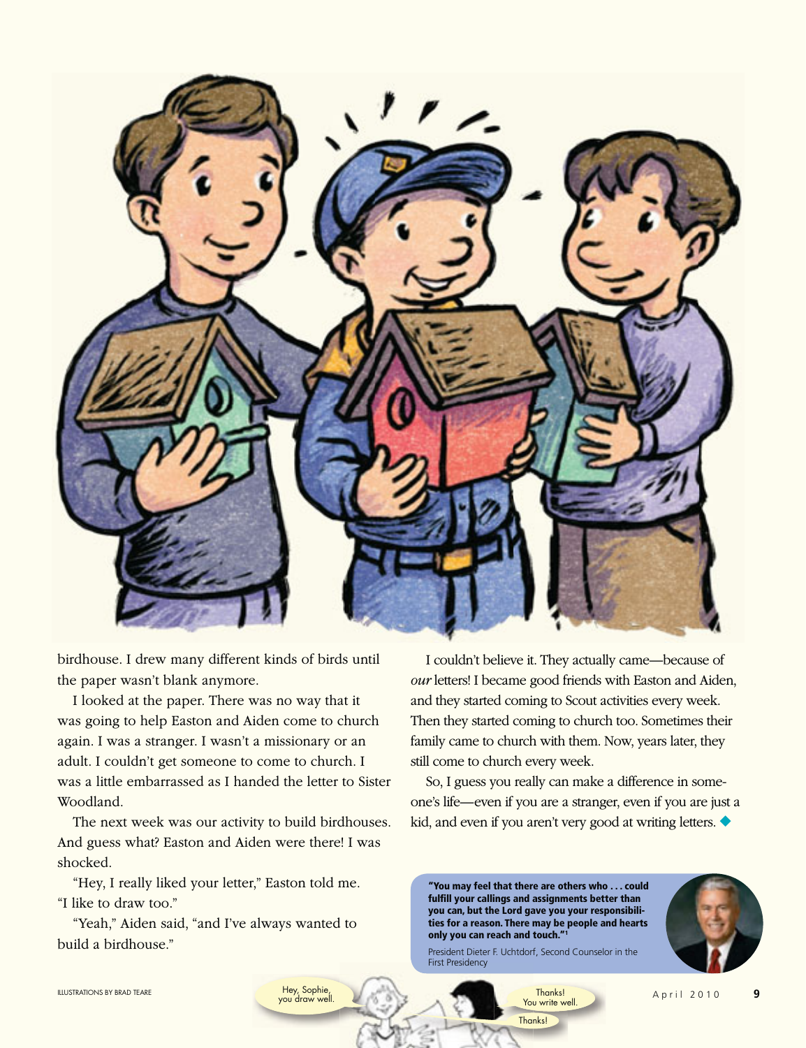birdhouse. I drew many different kinds of birds until the paper wasn't blank anymore.

I looked at the paper. There was no way that it was going to help Easton and Aiden come to church again. I was a stranger. I wasn't a missionary or an adult. I couldn't get someone to come to church. I was a little embarrassed as I handed the letter to Sister Woodland.

The next week was our activity to build birdhouses. And guess what? Easton and Aiden were there! I was shocked.

"Hey, I really liked your letter," Easton told me. "I like to draw too."

"Yeah," Aiden said, "and I've always wanted to build a birdhouse."

I couldn't believe it. They actually came—because of *our* letters! I became good friends with Easton and Aiden, and they started coming to Scout activities every week. Then they started coming to church too. Sometimes their family came to church with them. Now, years later, they still come to church every week.

So, I guess you really can make a difference in someone's life—even if you are a stranger, even if you are just a kid, and even if you aren't very good at writing letters. ◆

**"You may feel that there are others who . . . could fulfill your callings and assignments better than you can, but the Lord gave you your responsibilities for a reason. There may be people and hearts only you can reach and touch."[1]**

President Dieter F. Uchtdorf, Second Counselor in the First Presidency

ILLUSTRATIONS BY BRAD TEARE